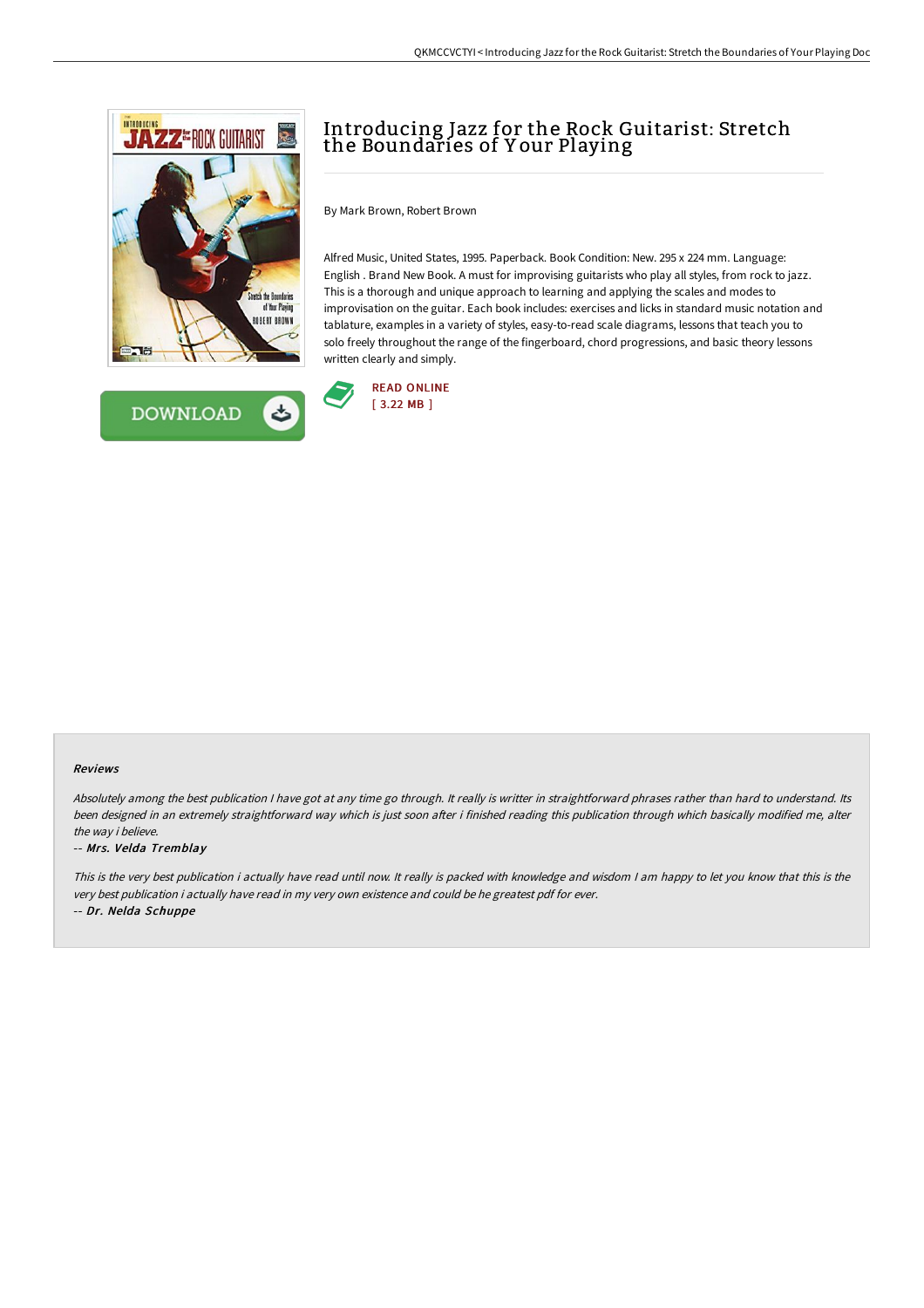# Introducing Jazz for the Rock Guitarist: Stretch the Boundaries of Your Playing

By Mark Brown, Robert Brown

Alfred Music, United States, 1995. Paperback. Book Condition: New. 295 x 224 mm. Language: English . Brand New Book. A must for improvising guitarists who play all styles, from rock to jazz. This is a thorough and unique approach to learning and applying the scales and modes to improvisation on the guitar. Each book includes: exercises and licks in standard music notation and tablature, examples in a variety of styles, easy-to-read scale diagrams, lessons that teach you to solo freely throughout the range of the fingerboard, chord progressions, and basic theory lessons written clearly and simply.

READ ONLINE
[ 3.22 MB ]

DOWNLOAD

### Reviews

*Absolutely among the best publication I have got at any time go through. It really is writter in straightforward phrases rather than hard to understand. Its been designed in an extremely straightforward way which is just soon after i finished reading this publication through which basically modified me, alter the way i believe.*

-- ***Mrs. Velda Tremblay***

*This is the very best publication i actually have read until now. It really is packed with knowledge and wisdom I am happy to let you know that this is the very best publication i actually have read in my very own existence and could be he greatest pdf for ever.*

-- ***Dr. Nelda Schuppe***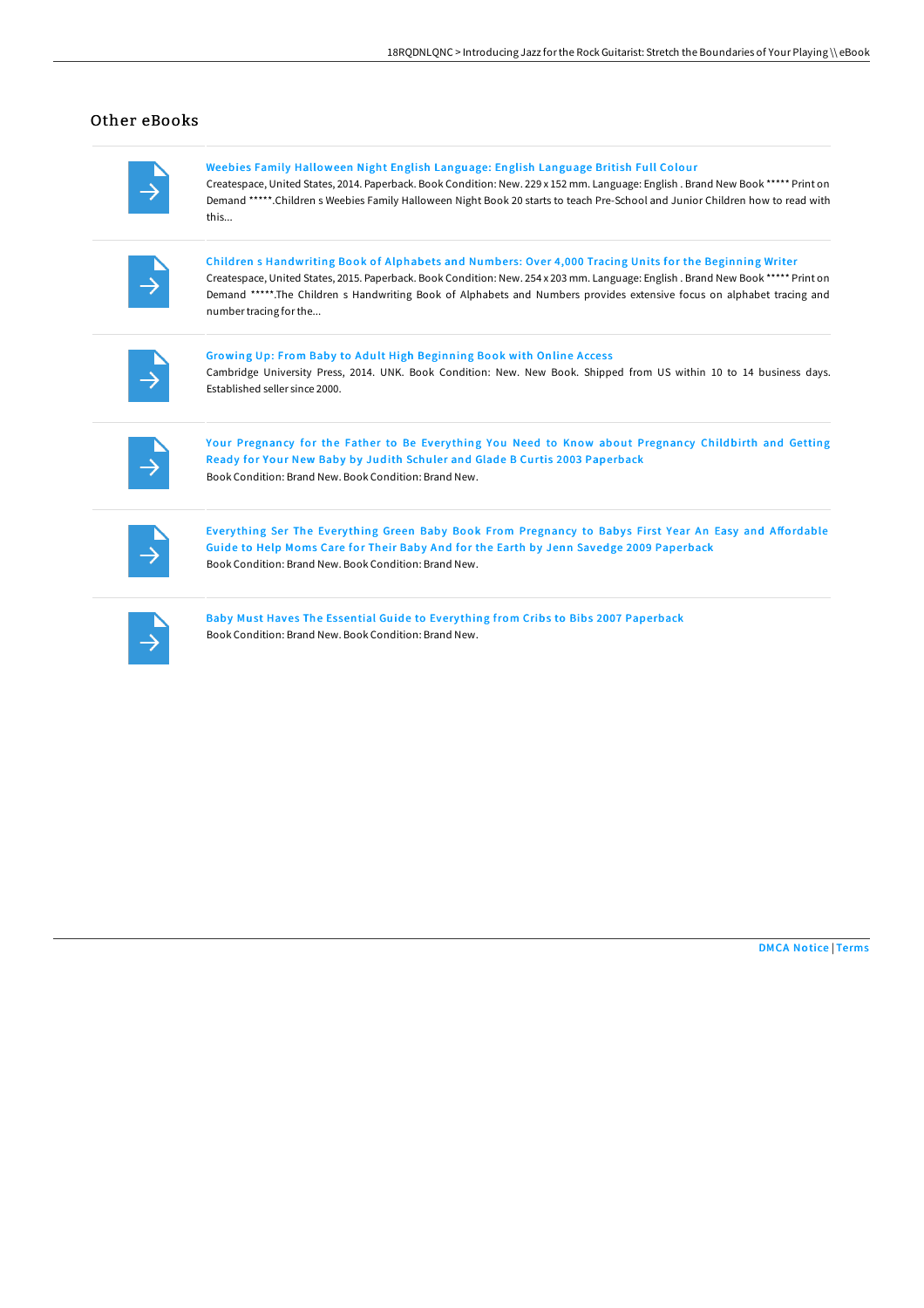## Other eBooks

**Weebies Family Halloween Night English Language: English Language British Full Colour**
Createspace, United States, 2014. Paperback. Book Condition: New. 229 x 152 mm. Language: English . Brand New Book ***** Print on Demand *****.Children s Weebies Family Halloween Night Book 20 starts to teach Pre-School and Junior Children how to read with this...

**Children s Handwriting Book of Alphabets and Numbers: Over 4,000 Tracing Units for the Beginning Writer**
Createspace, United States, 2015. Paperback. Book Condition: New. 254 x 203 mm. Language: English . Brand New Book ***** Print on Demand *****.The Children s Handwriting Book of Alphabets and Numbers provides extensive focus on alphabet tracing and number tracing for the...

**Growing Up: From Baby to Adult High Beginning Book with Online Access**
Cambridge University Press, 2014. UNK. Book Condition: New. New Book. Shipped from US within 10 to 14 business days. Established seller since 2000.

**Your Pregnancy for the Father to Be Everything You Need to Know about Pregnancy Childbirth and Getting Ready for Your New Baby by Judith Schuler and Glade B Curtis 2003 Paperback**
Book Condition: Brand New. Book Condition: Brand New.

**Everything Ser The Everything Green Baby Book From Pregnancy to Babys First Year An Easy and Affordable Guide to Help Moms Care for Their Baby And for the Earth by Jenn Savedge 2009 Paperback**
Book Condition: Brand New. Book Condition: Brand New.

**Baby Must Haves The Essential Guide to Everything from Cribs to Bibs 2007 Paperback**
Book Condition: Brand New. Book Condition: Brand New.